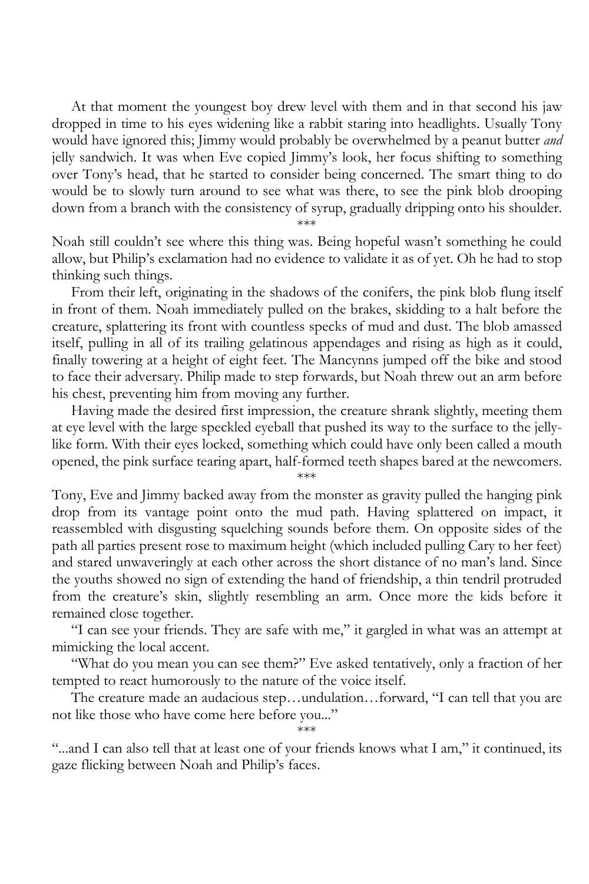At that moment the youngest boy drew level with them and in that second his jaw dropped in time to his eyes widening like a rabbit staring into headlights. Usually Tony would have ignored this; Jimmy would probably be overwhelmed by a peanut butter *and* jelly sandwich. It was when Eve copied Jimmy's look, her focus shifting to something over Tony's head, that he started to consider being concerned. The smart thing to do would be to slowly turn around to see what was there, to see the pink blob drooping down from a branch with the consistency of syrup, gradually dripping onto his shoulder.

\*\*\*

Noah still couldn't see where this thing was. Being hopeful wasn't something he could allow, but Philip's exclamation had no evidence to validate it as of yet. Oh he had to stop thinking such things.

From their left, originating in the shadows of the conifers, the pink blob flung itself in front of them. Noah immediately pulled on the brakes, skidding to a halt before the creature, splattering its front with countless specks of mud and dust. The blob amassed itself, pulling in all of its trailing gelatinous appendages and rising as high as it could, finally towering at a height of eight feet. The Mancynns jumped off the bike and stood to face their adversary. Philip made to step forwards, but Noah threw out an arm before his chest, preventing him from moving any further.

Having made the desired first impression, the creature shrank slightly, meeting them at eye level with the large speckled eyeball that pushed its way to the surface to the jelly-like form. With their eyes locked, something which could have only been called a mouth opened, the pink surface tearing apart, half-formed teeth shapes bared at the newcomers.

\*\*\*

Tony, Eve and Jimmy backed away from the monster as gravity pulled the hanging pink drop from its vantage point onto the mud path. Having splattered on impact, it reassembled with disgusting squelching sounds before them. On opposite sides of the path all parties present rose to maximum height (which included pulling Cary to her feet) and stared unwaveringly at each other across the short distance of no man's land. Since the youths showed no sign of extending the hand of friendship, a thin tendril protruded from the creature's skin, slightly resembling an arm. Once more the kids before it remained close together.

"I can see your friends. They are safe with me," it gargled in what was an attempt at mimicking the local accent.

"What do you mean you can see them?" Eve asked tentatively, only a fraction of her tempted to react humorously to the nature of the voice itself.

The creature made an audacious step…undulation…forward, "I can tell that you are not like those who have come here before you..."

\*\*\*

"...and I can also tell that at least one of your friends knows what I am," it continued, its gaze flicking between Noah and Philip's faces.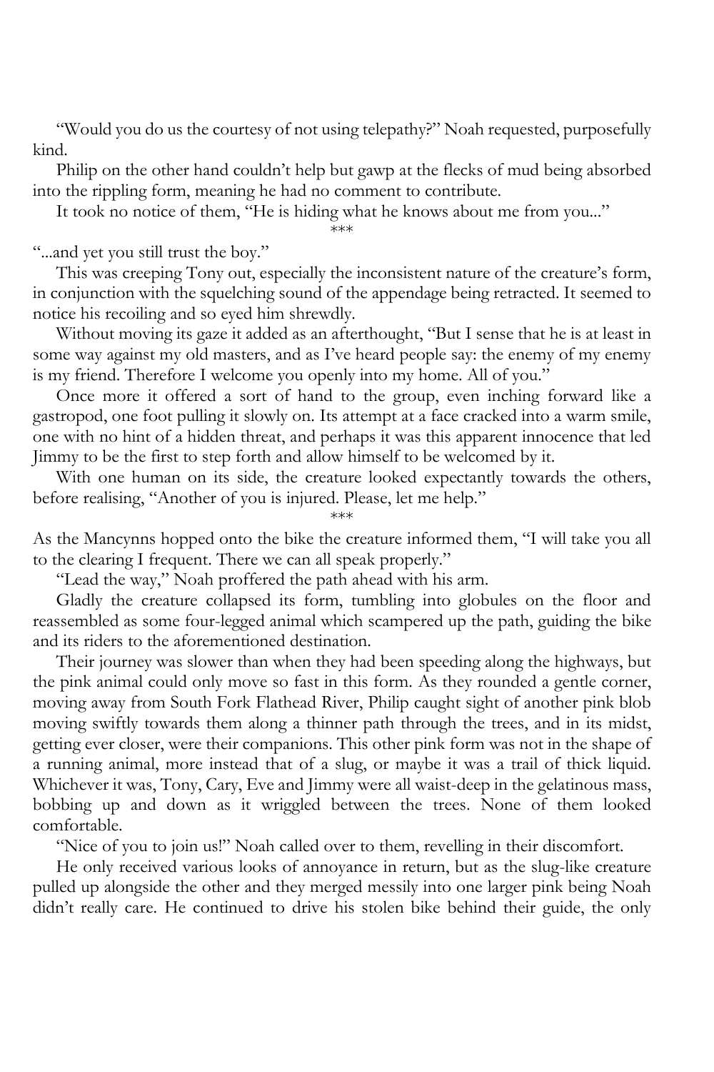"Would you do us the courtesy of not using telepathy?" Noah requested, purposefully kind.

Philip on the other hand couldn't help but gawp at the flecks of mud being absorbed into the rippling form, meaning he had no comment to contribute.

It took no notice of them, "He is hiding what he knows about me from you..."

\*\*\*

"...and yet you still trust the boy."

This was creeping Tony out, especially the inconsistent nature of the creature's form, in conjunction with the squelching sound of the appendage being retracted. It seemed to notice his recoiling and so eyed him shrewdly.

Without moving its gaze it added as an afterthought, "But I sense that he is at least in some way against my old masters, and as I've heard people say: the enemy of my enemy is my friend. Therefore I welcome you openly into my home. All of you."

Once more it offered a sort of hand to the group, even inching forward like a gastropod, one foot pulling it slowly on. Its attempt at a face cracked into a warm smile, one with no hint of a hidden threat, and perhaps it was this apparent innocence that led Jimmy to be the first to step forth and allow himself to be welcomed by it.

With one human on its side, the creature looked expectantly towards the others, before realising, "Another of you is injured. Please, let me help."

\*\*\*

As the Mancynns hopped onto the bike the creature informed them, "I will take you all to the clearing I frequent. There we can all speak properly."

"Lead the way," Noah proffered the path ahead with his arm.

Gladly the creature collapsed its form, tumbling into globules on the floor and reassembled as some four-legged animal which scampered up the path, guiding the bike and its riders to the aforementioned destination.

Their journey was slower than when they had been speeding along the highways, but the pink animal could only move so fast in this form. As they rounded a gentle corner, moving away from South Fork Flathead River, Philip caught sight of another pink blob moving swiftly towards them along a thinner path through the trees, and in its midst, getting ever closer, were their companions. This other pink form was not in the shape of a running animal, more instead that of a slug, or maybe it was a trail of thick liquid. Whichever it was, Tony, Cary, Eve and Jimmy were all waist-deep in the gelatinous mass, bobbing up and down as it wriggled between the trees. None of them looked comfortable.

"Nice of you to join us!" Noah called over to them, revelling in their discomfort.

He only received various looks of annoyance in return, but as the slug-like creature pulled up alongside the other and they merged messily into one larger pink being Noah didn't really care. He continued to drive his stolen bike behind their guide, the only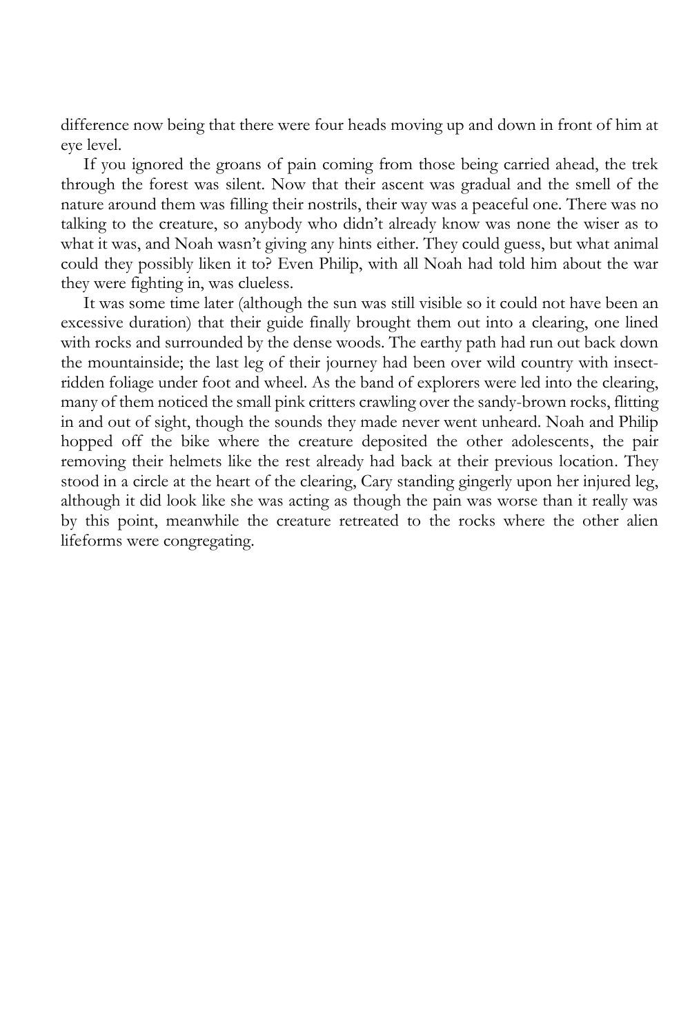difference now being that there were four heads moving up and down in front of him at eye level.

If you ignored the groans of pain coming from those being carried ahead, the trek through the forest was silent. Now that their ascent was gradual and the smell of the nature around them was filling their nostrils, their way was a peaceful one. There was no talking to the creature, so anybody who didn't already know was none the wiser as to what it was, and Noah wasn't giving any hints either. They could guess, but what animal could they possibly liken it to? Even Philip, with all Noah had told him about the war they were fighting in, was clueless.

It was some time later (although the sun was still visible so it could not have been an excessive duration) that their guide finally brought them out into a clearing, one lined with rocks and surrounded by the dense woods. The earthy path had run out back down the mountainside; the last leg of their journey had been over wild country with insect-ridden foliage under foot and wheel. As the band of explorers were led into the clearing, many of them noticed the small pink critters crawling over the sandy-brown rocks, flitting in and out of sight, though the sounds they made never went unheard. Noah and Philip hopped off the bike where the creature deposited the other adolescents, the pair removing their helmets like the rest already had back at their previous location. They stood in a circle at the heart of the clearing, Cary standing gingerly upon her injured leg, although it did look like she was acting as though the pain was worse than it really was by this point, meanwhile the creature retreated to the rocks where the other alien lifeforms were congregating.